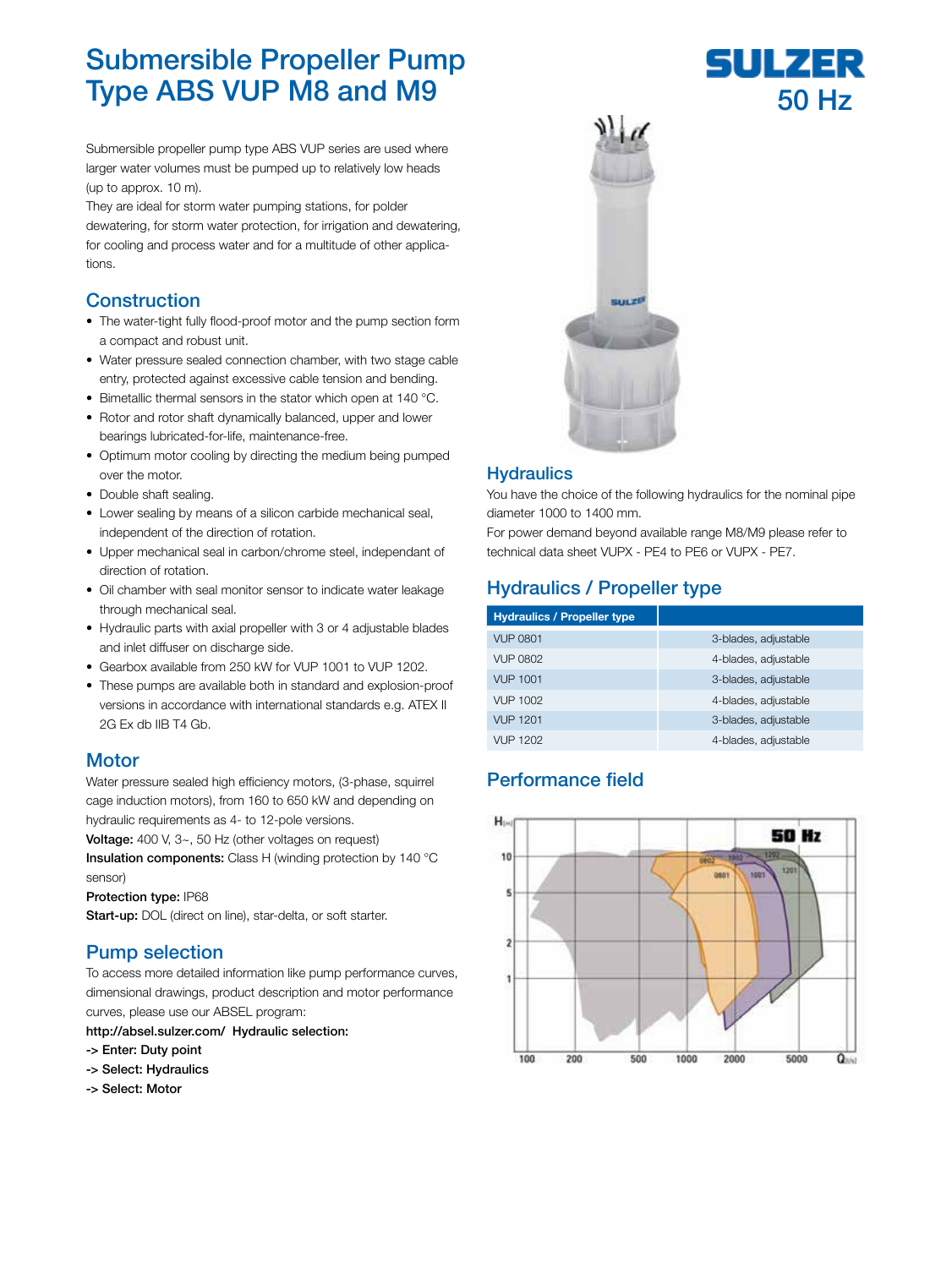# Submersible Propeller Pump Type ABS VUP M8 and M9

SULZER

50 Hz

Submersible propeller pump type ABS VUP series are used where larger water volumes must be pumped up to relatively low heads (up to approx. 10 m).
They are ideal for storm water pumping stations, for polder dewatering, for storm water protection, for irrigation and dewatering, for cooling and process water and for a multitude of other applications.

## Construction

- The water-tight fully flood-proof motor and the pump section form a compact and robust unit.
- Water pressure sealed connection chamber, with two stage cable entry, protected against excessive cable tension and bending.
- Bimetallic thermal sensors in the stator which open at 140 °C.
- Rotor and rotor shaft dynamically balanced, upper and lower bearings lubricated-for-life, maintenance-free.
- Optimum motor cooling by directing the medium being pumped over the motor.
- Double shaft sealing.
- Lower sealing by means of a silicon carbide mechanical seal, independent of the direction of rotation.
- Upper mechanical seal in carbon/chrome steel, independant of direction of rotation.
- Oil chamber with seal monitor sensor to indicate water leakage through mechanical seal.
- Hydraulic parts with axial propeller with 3 or 4 adjustable blades and inlet diffuser on discharge side.
- Gearbox available from 250 kW for VUP 1001 to VUP 1202.
- These pumps are available both in standard and explosion-proof versions in accordance with international standards e.g. ATEX II 2G Ex db IIB T4 Gb.

## Motor

Water pressure sealed high efficiency motors, (3-phase, squirrel cage induction motors), from 160 to 650 kW and depending on hydraulic requirements as 4- to 12-pole versions.

**Voltage:** 400 V, 3~, 50 Hz (other voltages on request)

**Insulation components:** Class H (winding protection by 140 °C sensor)

**Protection type:** IP68

**Start-up:** DOL (direct on line), star-delta, or soft starter.

## Pump selection

To access more detailed information like pump performance curves, dimensional drawings, product description and motor performance curves, please use our ABSEL program:

**http://absel.sulzer.com/ Hydraulic selection:**

**-> Enter: Duty point**

**-> Select: Hydraulics**

**-> Select: Motor**

## Hydraulics

You have the choice of the following hydraulics for the nominal pipe diameter 1000 to 1400 mm.

For power demand beyond available range M8/M9 please refer to technical data sheet VUPX - PE4 to PE6 or VUPX - PE7.

## Hydraulics / Propeller type

| Hydraulics / Propeller type | |
|---|---|
| VUP 0801 | 3-blades, adjustable |
| VUP 0802 | 4-blades, adjustable |
| VUP 1001 | 3-blades, adjustable |
| VUP 1002 | 4-blades, adjustable |
| VUP 1201 | 3-blades, adjustable |
| VUP 1202 | 4-blades, adjustable |

## Performance field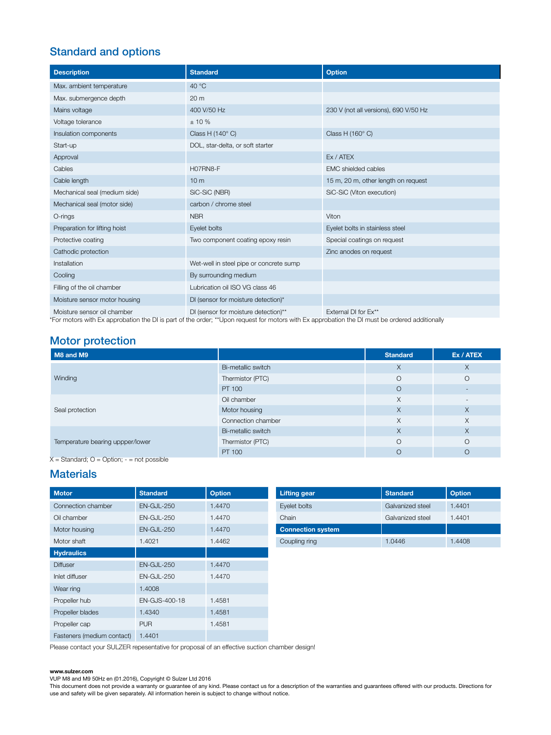## Standard and options

| Description | Standard | Option |
|---|---|---|
| Max. ambient temperature | 40 °C | |
| Max. submergence depth | 20 m | |
| Mains voltage | 400 V/50 Hz | 230 V (not all versions), 690 V/50 Hz |
| Voltage tolerance | ± 10 % | |
| Insulation components | Class H (140° C) | Class H (160° C) |
| Start-up | DOL, star-delta, or soft starter | |
| Approval | | Ex / ATEX |
| Cables | H07RN8-F | EMC shielded cables |
| Cable length | 10 m | 15 m, 20 m, other length on request |
| Mechanical seal (medium side) | SiC-SiC (NBR) | SiC-SiC (Viton execution) |
| Mechanical seal (motor side) | carbon / chrome steel | |
| O-rings | NBR | Viton |
| Preparation for lifting hoist | Eyelet bolts | Eyelet bolts in stainless steel |
| Protective coating | Two component coating epoxy resin | Special coatings on request |
| Cathodic protection | | Zinc anodes on request |
| Installation | Wet-well in steel pipe or concrete sump | |
| Cooling | By surrounding medium | |
| Filling of the oil chamber | Lubrication oil ISO VG class 46 | |
| Moisture sensor motor housing | DI (sensor for moisture detection)* | |
| Moisture sensor oil chamber | DI (sensor for moisture detection)** | External DI for Ex** |

*For motors with Ex approbation the DI is part of the order; **Upon request for motors with Ex approbation the DI must be ordered additionally

## Motor protection

| M8 and M9 | | Standard | Ex / ATEX |
|---|---|---|---|
| Winding | Bi-metallic switch | X | X |
| | Thermistor (PTC) | O | O |
| | PT 100 | O | - |
| Seal protection | Oil chamber | X | - |
| | Motor housing | X | X |
| | Connection chamber | X | X |
| Temperature bearing uppper/lower | Bi-metallic switch | X | X |
| | Thermistor (PTC) | O | O |
| | PT 100 | O | O |

X = Standard; O = Option; - = not possible

## Materials

| Motor | Standard | Option |
|---|---|---|
| Connection chamber | EN-GJL-250 | 1.4470 |
| Oil chamber | EN-GJL-250 | 1.4470 |
| Motor housing | EN-GJL-250 | 1.4470 |
| Motor shaft | 1.4021 | 1.4462 |
| **Hydraulics** | | |
| Diffuser | EN-GJL-250 | 1.4470 |
| Inlet diffuser | EN-GJL-250 | 1.4470 |
| Wear ring | 1.4008 | |
| Propeller hub | EN-GJS-400-18 | 1.4581 |
| Propeller blades | 1.4340 | 1.4581 |
| Propeller cap | PUR | 1.4581 |
| Fasteners (medium contact) | 1.4401 | |

| Lifting gear | Standard | Option |
|---|---|---|
| Eyelet bolts | Galvanized steel | 1.4401 |
| Chain | Galvanized steel | 1.4401 |
| **Connection system** | | |
| Coupling ring | 1.0446 | 1.4408 |

Please contact your SULZER repesentative for proposal of an effective suction chamber design!

**www.sulzer.com**

VUP M8 and M9 50Hz en (01.2016), Copyright © Sulzer Ltd 2016

This document does not provide a warranty or guarantee of any kind. Please contact us for a description of the warranties and guarantees offered with our products. Directions for use and safety will be given separately. All information herein is subject to change without notice.